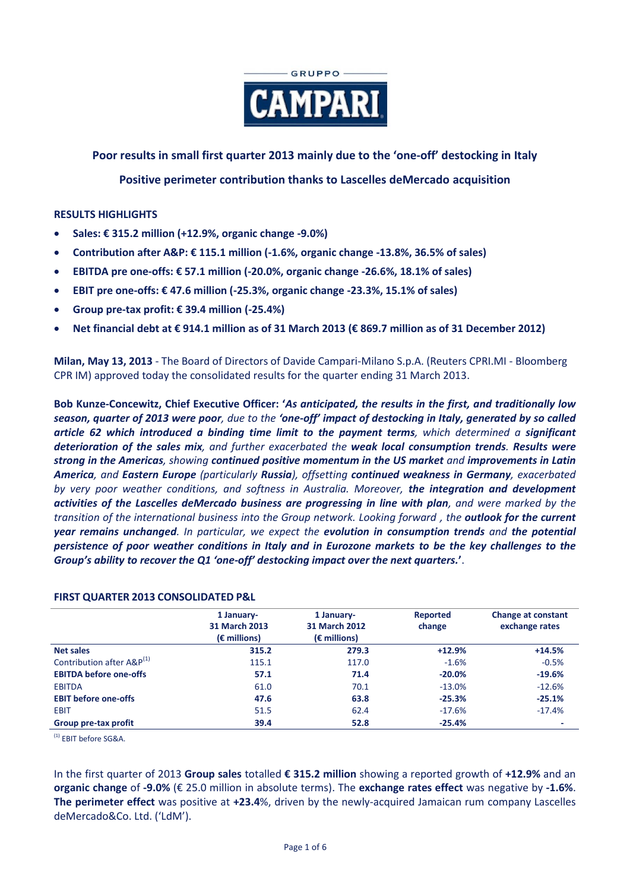GRUPPO CAMPARI

## Poor results in small first quarter 2013 mainly due to the 'one-off' destocking in Italy

## Positive perimeter contribution thanks to Lascelles deMercado acquisition

### RESULTS HIGHLIGHTS

- **Sales: € 315.2 million (+12.9%, organic change -9.0%)**
- **Contribution after A&P: € 115.1 million (-1.6%, organic change -13.8%, 36.5% of sales)**
- **EBITDA pre one-offs: € 57.1 million (-20.0%, organic change -26.6%, 18.1% of sales)**
- **EBIT pre one-offs: € 47.6 million (-25.3%, organic change -23.3%, 15.1% of sales)**
- **Group pre-tax profit: € 39.4 million (-25.4%)**
- **Net financial debt at € 914.1 million as of 31 March 2013 (€ 869.7 million as of 31 December 2012)**

**Milan, May 13, 2013** - The Board of Directors of Davide Campari-Milano S.p.A. (Reuters CPRI.MI - Bloomberg CPR IM) approved today the consolidated results for the quarter ending 31 March 2013.

**Bob Kunze-Concewitz, Chief Executive Officer: '*As anticipated, the results in the first, and traditionally low season, quarter of 2013 were poor*,** *due to the* ***'one-off' impact of destocking in Italy, generated by so called article 62 which introduced a binding time limit to the payment terms****, which determined a* ***significant deterioration of the sales mix****, and further exacerbated the* ***weak local consumption trends****.* ***Results were strong in the Americas****, showing* ***continued positive momentum in the US market*** *and* ***improvements in Latin America****, and* ***Eastern Europe*** *(particularly* ***Russia****), offsetting* ***continued weakness in Germany****, exacerbated by very poor weather conditions, and softness in Australia. Moreover,* ***the integration and development activities of the Lascelles deMercado business are progressing in line with plan****, and were marked by the transition of the international business into the Group network. Looking forward , the* ***outlook for the current year remains unchanged****. In particular, we expect the* ***evolution in consumption trends*** *and* ***the potential persistence of poor weather conditions in Italy and in Eurozone markets to be the key challenges to the Group's ability to recover the Q1 'one-off' destocking impact over the next quarters.***'.

### FIRST QUARTER 2013 CONSOLIDATED P&L

| | 1 January-31 March 2013 (€ millions) | 1 January-31 March 2012 (€ millions) | Reported change | Change at constant exchange rates |
|---|---|---|---|---|
| **Net sales** | **315.2** | **279.3** | **+12.9%** | **+14.5%** |
| Contribution after A&P[1] | 115.1 | 117.0 | -1.6% | -0.5% |
| **EBITDA before one-offs** | **57.1** | **71.4** | **-20.0%** | **-19.6%** |
| EBITDA | 61.0 | 70.1 | -13.0% | -12.6% |
| **EBIT before one-offs** | **47.6** | **63.8** | **-25.3%** | **-25.1%** |
| EBIT | 51.5 | 62.4 | -17.6% | -17.4% |
| **Group pre-tax profit** | **39.4** | **52.8** | **-25.4%** | **-** |

[1] EBIT before SG&A.

In the first quarter of 2013 **Group sales** totalled **€ 315.2 million** showing a reported growth of **+12.9%** and an **organic change** of **-9.0%** (€ 25.0 million in absolute terms). The **exchange rates effect** was negative by **-1.6%**. **The perimeter effect** was positive at **+23.4**%, driven by the newly-acquired Jamaican rum company Lascelles deMercado&Co. Ltd. ('LdM').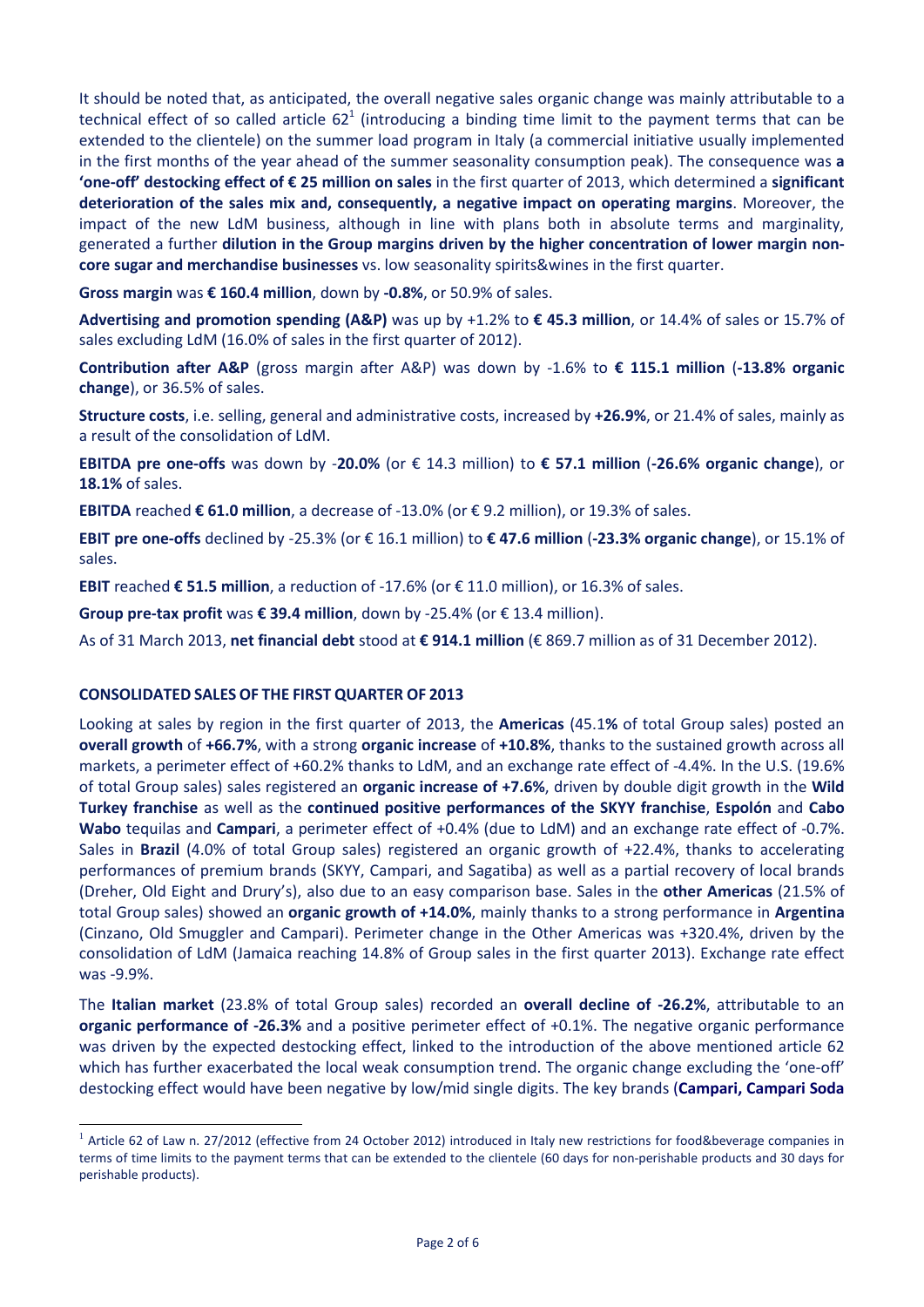It should be noted that, as anticipated, the overall negative sales organic change was mainly attributable to a technical effect of so called article 62[1] (introducing a binding time limit to the payment terms that can be extended to the clientele) on the summer load program in Italy (a commercial initiative usually implemented in the first months of the year ahead of the summer seasonality consumption peak). The consequence was **a 'one-off' destocking effect of € 25 million on sales** in the first quarter of 2013, which determined a **significant deterioration of the sales mix and, consequently, a negative impact on operating margins**. Moreover, the impact of the new LdM business, although in line with plans both in absolute terms and marginality, generated a further **dilution in the Group margins driven by the higher concentration of lower margin non-core sugar and merchandise businesses** vs. low seasonality spirits&wines in the first quarter.

**Gross margin** was **€ 160.4 million**, down by **-0.8%**, or 50.9% of sales.

**Advertising and promotion spending (A&P)** was up by +1.2% to **€ 45.3 million**, or 14.4% of sales or 15.7% of sales excluding LdM (16.0% of sales in the first quarter of 2012).

**Contribution after A&P** (gross margin after A&P) was down by -1.6% to **€ 115.1 million** (**-13.8% organic change**), or 36.5% of sales.

**Structure costs**, i.e. selling, general and administrative costs, increased by **+26.9%**, or 21.4% of sales, mainly as a result of the consolidation of LdM.

**EBITDA pre one-offs** was down by -**20.0%** (or € 14.3 million) to **€ 57.1 million** (**-26.6% organic change**), or **18.1%** of sales.

**EBITDA** reached **€ 61.0 million**, a decrease of -13.0% (or € 9.2 million), or 19.3% of sales.

**EBIT pre one-offs** declined by -25.3% (or € 16.1 million) to **€ 47.6 million** (**-23.3% organic change**), or 15.1% of sales.

**EBIT** reached **€ 51.5 million**, a reduction of -17.6% (or € 11.0 million), or 16.3% of sales.

**Group pre-tax profit** was **€ 39.4 million**, down by -25.4% (or € 13.4 million).

As of 31 March 2013, **net financial debt** stood at **€ 914.1 million** (€ 869.7 million as of 31 December 2012).

## CONSOLIDATED SALES OF THE FIRST QUARTER OF 2013

Looking at sales by region in the first quarter of 2013, the **Americas** (45.1**%** of total Group sales) posted an **overall growth** of **+66.7%**, with a strong **organic increase** of **+10.8%**, thanks to the sustained growth across all markets, a perimeter effect of +60.2% thanks to LdM, and an exchange rate effect of -4.4%. In the U.S. (19.6% of total Group sales) sales registered an **organic increase of +7.6%**, driven by double digit growth in the **Wild Turkey franchise** as well as the **continued positive performances of the SKYY franchise**, **Espolón** and **Cabo Wabo** tequilas and **Campari**, a perimeter effect of +0.4% (due to LdM) and an exchange rate effect of -0.7%. Sales in **Brazil** (4.0% of total Group sales) registered an organic growth of +22.4%, thanks to accelerating performances of premium brands (SKYY, Campari, and Sagatiba) as well as a partial recovery of local brands (Dreher, Old Eight and Drury's), also due to an easy comparison base. Sales in the **other Americas** (21.5% of total Group sales) showed an **organic growth of +14.0%**, mainly thanks to a strong performance in **Argentina** (Cinzano, Old Smuggler and Campari). Perimeter change in the Other Americas was +320.4%, driven by the consolidation of LdM (Jamaica reaching 14.8% of Group sales in the first quarter 2013). Exchange rate effect was -9.9%.

The **Italian market** (23.8% of total Group sales) recorded an **overall decline of -26.2%**, attributable to an **organic performance of -26.3%** and a positive perimeter effect of +0.1%. The negative organic performance was driven by the expected destocking effect, linked to the introduction of the above mentioned article 62 which has further exacerbated the local weak consumption trend. The organic change excluding the 'one-off' destocking effect would have been negative by low/mid single digits. The key brands (**Campari, Campari Soda**

[1] Article 62 of Law n. 27/2012 (effective from 24 October 2012) introduced in Italy new restrictions for food&beverage companies in terms of time limits to the payment terms that can be extended to the clientele (60 days for non-perishable products and 30 days for perishable products).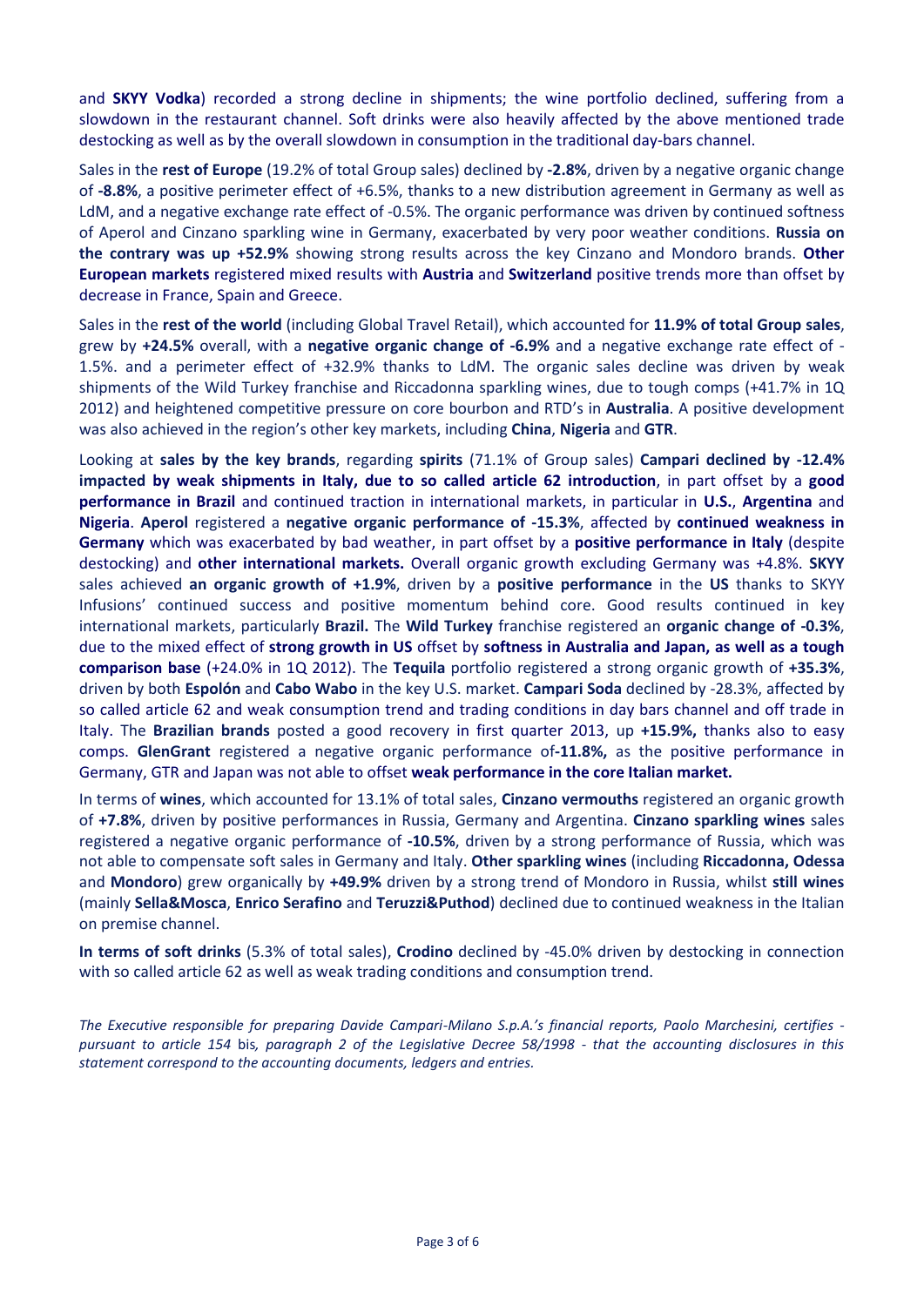and **SKYY Vodka**) recorded a strong decline in shipments; the wine portfolio declined, suffering from a slowdown in the restaurant channel. Soft drinks were also heavily affected by the above mentioned trade destocking as well as by the overall slowdown in consumption in the traditional day-bars channel.

Sales in the **rest of Europe** (19.2% of total Group sales) declined by **-2.8%**, driven by a negative organic change of **-8.8%**, a positive perimeter effect of +6.5%, thanks to a new distribution agreement in Germany as well as LdM, and a negative exchange rate effect of -0.5%. The organic performance was driven by continued softness of Aperol and Cinzano sparkling wine in Germany, exacerbated by very poor weather conditions. **Russia on the contrary was up +52.9%** showing strong results across the key Cinzano and Mondoro brands. **Other European markets** registered mixed results with **Austria** and **Switzerland** positive trends more than offset by decrease in France, Spain and Greece.

Sales in the **rest of the world** (including Global Travel Retail), which accounted for **11.9% of total Group sales**, grew by **+24.5%** overall, with a **negative organic change of -6.9%** and a negative exchange rate effect of -1.5%. and a perimeter effect of +32.9% thanks to LdM. The organic sales decline was driven by weak shipments of the Wild Turkey franchise and Riccadonna sparkling wines, due to tough comps (+41.7% in 1Q 2012) and heightened competitive pressure on core bourbon and RTD's in **Australia**. A positive development was also achieved in the region's other key markets, including **China**, **Nigeria** and **GTR**.

Looking at **sales by the key brands**, regarding **spirits** (71.1% of Group sales) **Campari declined by -12.4% impacted by weak shipments in Italy, due to so called article 62 introduction**, in part offset by a **good performance in Brazil** and continued traction in international markets, in particular in **U.S.**, **Argentina** and **Nigeria**. **Aperol** registered a **negative organic performance of -15.3%**, affected by **continued weakness in Germany** which was exacerbated by bad weather, in part offset by a **positive performance in Italy** (despite destocking) and **other international markets.** Overall organic growth excluding Germany was +4.8%. **SKYY** sales achieved **an organic growth of +1.9%**, driven by a **positive performance** in the **US** thanks to SKYY Infusions' continued success and positive momentum behind core. Good results continued in key international markets, particularly **Brazil.** The **Wild Turkey** franchise registered an **organic change of -0.3%**, due to the mixed effect of **strong growth in US** offset by **softness in Australia and Japan, as well as a tough comparison base** (+24.0% in 1Q 2012). The **Tequila** portfolio registered a strong organic growth of **+35.3%**, driven by both **Espolón** and **Cabo Wabo** in the key U.S. market. **Campari Soda** declined by -28.3%, affected by so called article 62 and weak consumption trend and trading conditions in day bars channel and off trade in Italy. The **Brazilian brands** posted a good recovery in first quarter 2013, up **+15.9%,** thanks also to easy comps. **GlenGrant** registered a negative organic performance of**-11.8%,** as the positive performance in Germany, GTR and Japan was not able to offset **weak performance in the core Italian market.**

In terms of **wines**, which accounted for 13.1% of total sales, **Cinzano vermouths** registered an organic growth of **+7.8%**, driven by positive performances in Russia, Germany and Argentina. **Cinzano sparkling wines** sales registered a negative organic performance of **-10.5%**, driven by a strong performance of Russia, which was not able to compensate soft sales in Germany and Italy. **Other sparkling wines** (including **Riccadonna, Odessa** and **Mondoro**) grew organically by **+49.9%** driven by a strong trend of Mondoro in Russia, whilst **still wines** (mainly **Sella&Mosca**, **Enrico Serafino** and **Teruzzi&Puthod**) declined due to continued weakness in the Italian on premise channel.

**In terms of soft drinks** (5.3% of total sales), **Crodino** declined by -45.0% driven by destocking in connection with so called article 62 as well as weak trading conditions and consumption trend.

*The Executive responsible for preparing Davide Campari-Milano S.p.A.'s financial reports, Paolo Marchesini, certifies - pursuant to article 154* bis*, paragraph 2 of the Legislative Decree 58/1998 - that the accounting disclosures in this statement correspond to the accounting documents, ledgers and entries.*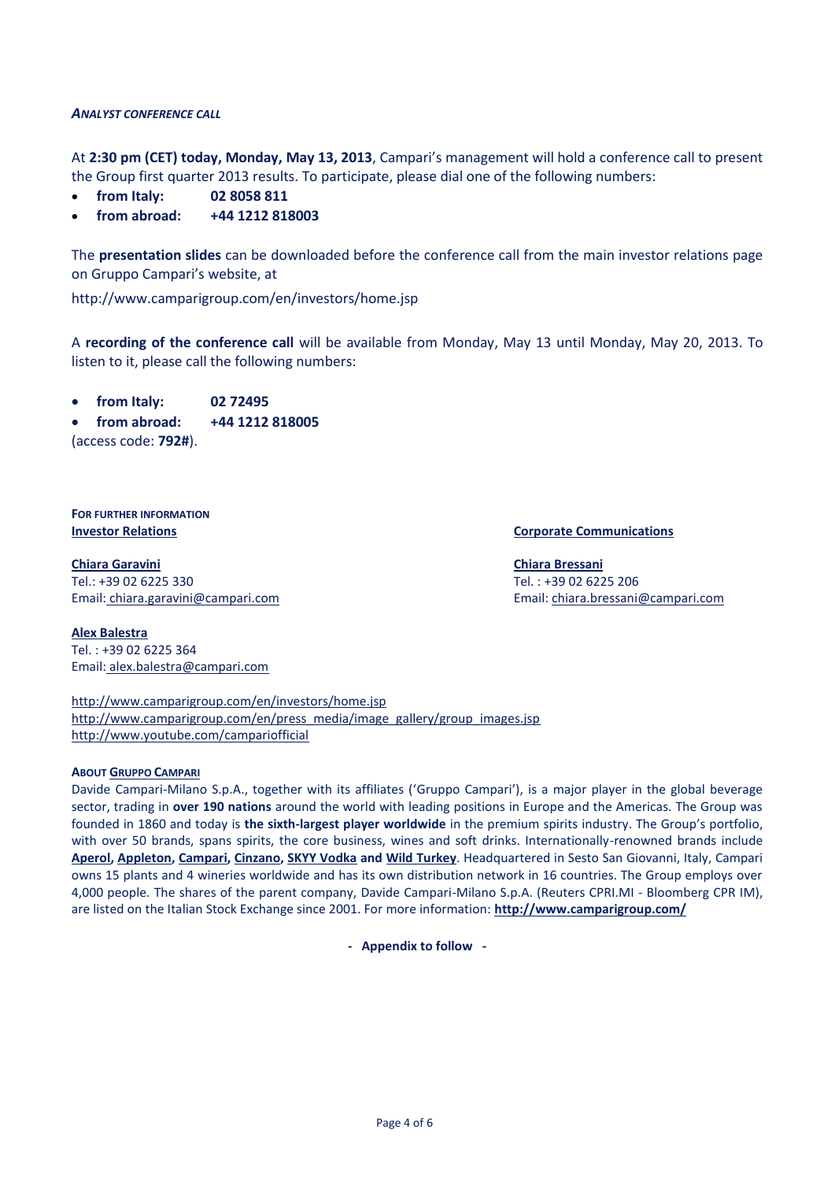***ANALYST CONFERENCE CALL***

At **2:30 pm (CET) today, Monday, May 13, 2013**, Campari's management will hold a conference call to present the Group first quarter 2013 results. To participate, please dial one of the following numbers:

- **from Italy: 02 8058 811**
- **from abroad: +44 1212 818003**

The **presentation slides** can be downloaded before the conference call from the main investor relations page on Gruppo Campari's website, at

http://www.camparigroup.com/en/investors/home.jsp

A **recording of the conference call** will be available from Monday, May 13 until Monday, May 20, 2013. To listen to it, please call the following numbers:

- **from Italy: 02 72495**
- **from abroad: +44 1212 818005**

(access code: **792#**).

**FOR FURTHER INFORMATION**

**Investor Relations**

**Chiara Garavini**
Tel.: +39 02 6225 330
Email: chiara.garavini@campari.com

**Alex Balestra**
Tel. : +39 02 6225 364
Email: alex.balestra@campari.com

**Corporate Communications**

**Chiara Bressani**
Tel. : +39 02 6225 206
Email: chiara.bressani@campari.com

http://www.camparigroup.com/en/investors/home.jsp
http://www.camparigroup.com/en/press_media/image_gallery/group_images.jsp
http://www.youtube.com/campariofficial

**ABOUT GRUPPO CAMPARI**

Davide Campari-Milano S.p.A., together with its affiliates ('Gruppo Campari'), is a major player in the global beverage sector, trading in **over 190 nations** around the world with leading positions in Europe and the Americas. The Group was founded in 1860 and today is **the sixth-largest player worldwide** in the premium spirits industry. The Group's portfolio, with over 50 brands, spans spirits, the core business, wines and soft drinks. Internationally-renowned brands include **Aperol, Appleton, Campari, Cinzano, SKYY Vodka and Wild Turkey**. Headquartered in Sesto San Giovanni, Italy, Campari owns 15 plants and 4 wineries worldwide and has its own distribution network in 16 countries. The Group employs over 4,000 people. The shares of the parent company, Davide Campari-Milano S.p.A. (Reuters CPRI.MI - Bloomberg CPR IM), are listed on the Italian Stock Exchange since 2001. For more information: **http://www.camparigroup.com/**

**- Appendix to follow -**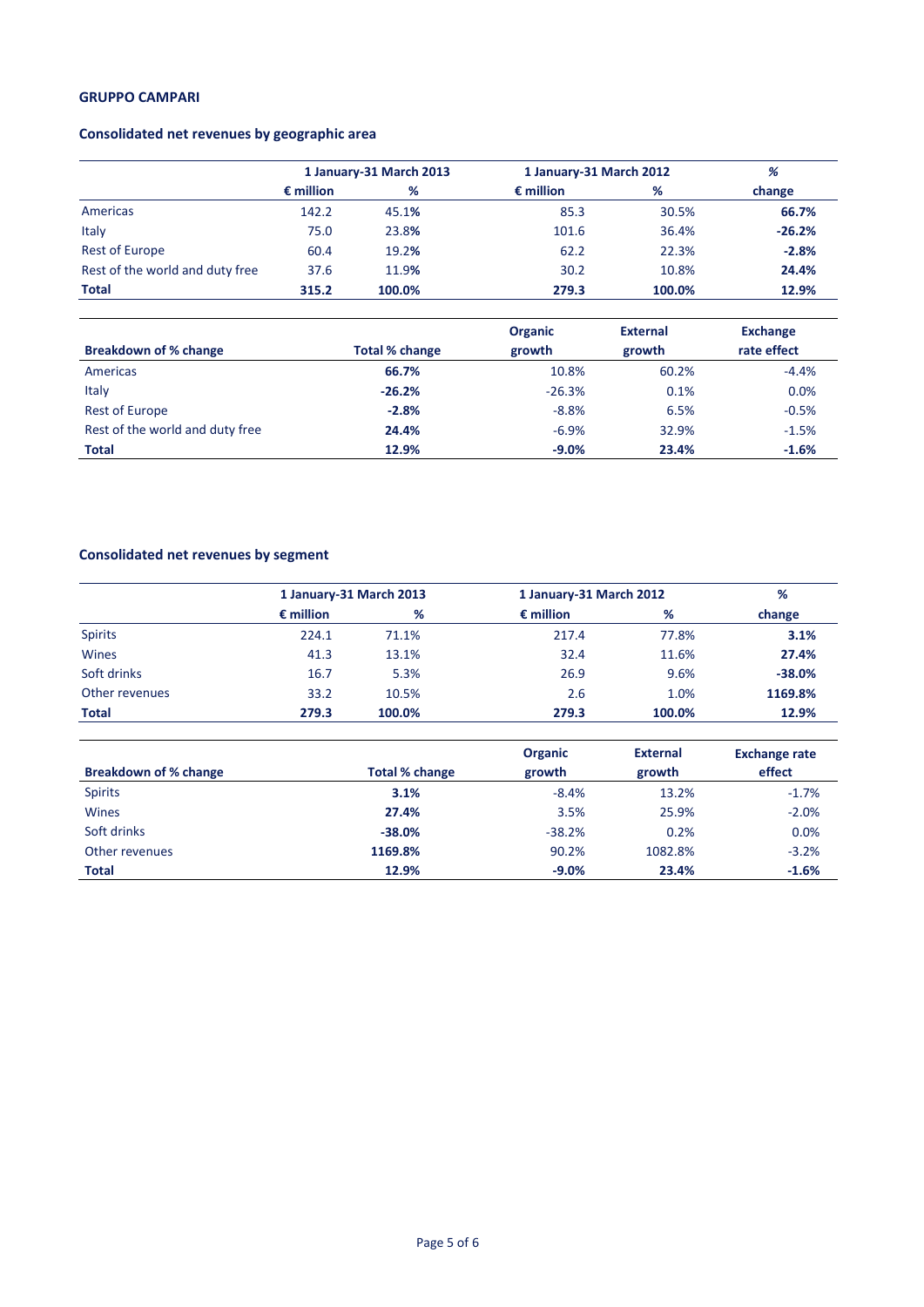**GRUPPO CAMPARI**

**Consolidated net revenues by geographic area**

| | 1 January-31 March 2013 | | 1 January-31 March 2012 | | % |
|---|---|---|---|---|---|
| | € million | % | € million | % | change |
| Americas | 142.2 | 45.1% | 85.3 | 30.5% | **66.7%** |
| Italy | 75.0 | 23.8% | 101.6 | 36.4% | **-26.2%** |
| Rest of Europe | 60.4 | 19.2% | 62.2 | 22.3% | **-2.8%** |
| Rest of the world and duty free | 37.6 | 11.9% | 30.2 | 10.8% | **24.4%** |
| **Total** | **315.2** | **100.0%** | **279.3** | **100.0%** | **12.9%** |

| Breakdown of % change | Total % change | Organic growth | External growth | Exchange rate effect |
|---|---|---|---|---|
| Americas | **66.7%** | 10.8% | 60.2% | -4.4% |
| Italy | **-26.2%** | -26.3% | 0.1% | 0.0% |
| Rest of Europe | **-2.8%** | -8.8% | 6.5% | -0.5% |
| Rest of the world and duty free | **24.4%** | -6.9% | 32.9% | -1.5% |
| **Total** | **12.9%** | **-9.0%** | **23.4%** | **-1.6%** |

**Consolidated net revenues by segment**

| | 1 January-31 March 2013 | | 1 January-31 March 2012 | | % |
|---|---|---|---|---|---|
| | € million | % | € million | % | change |
| Spirits | 224.1 | 71.1% | 217.4 | 77.8% | **3.1%** |
| Wines | 41.3 | 13.1% | 32.4 | 11.6% | **27.4%** |
| Soft drinks | 16.7 | 5.3% | 26.9 | 9.6% | **-38.0%** |
| Other revenues | 33.2 | 10.5% | 2.6 | 1.0% | **1169.8%** |
| **Total** | **279.3** | **100.0%** | **279.3** | **100.0%** | **12.9%** |

| Breakdown of % change | Total % change | Organic growth | External growth | Exchange rate effect |
|---|---|---|---|---|
| Spirits | **3.1%** | -8.4% | 13.2% | -1.7% |
| Wines | **27.4%** | 3.5% | 25.9% | -2.0% |
| Soft drinks | **-38.0%** | -38.2% | 0.2% | 0.0% |
| Other revenues | **1169.8%** | 90.2% | 1082.8% | -3.2% |
| **Total** | **12.9%** | **-9.0%** | **23.4%** | **-1.6%** |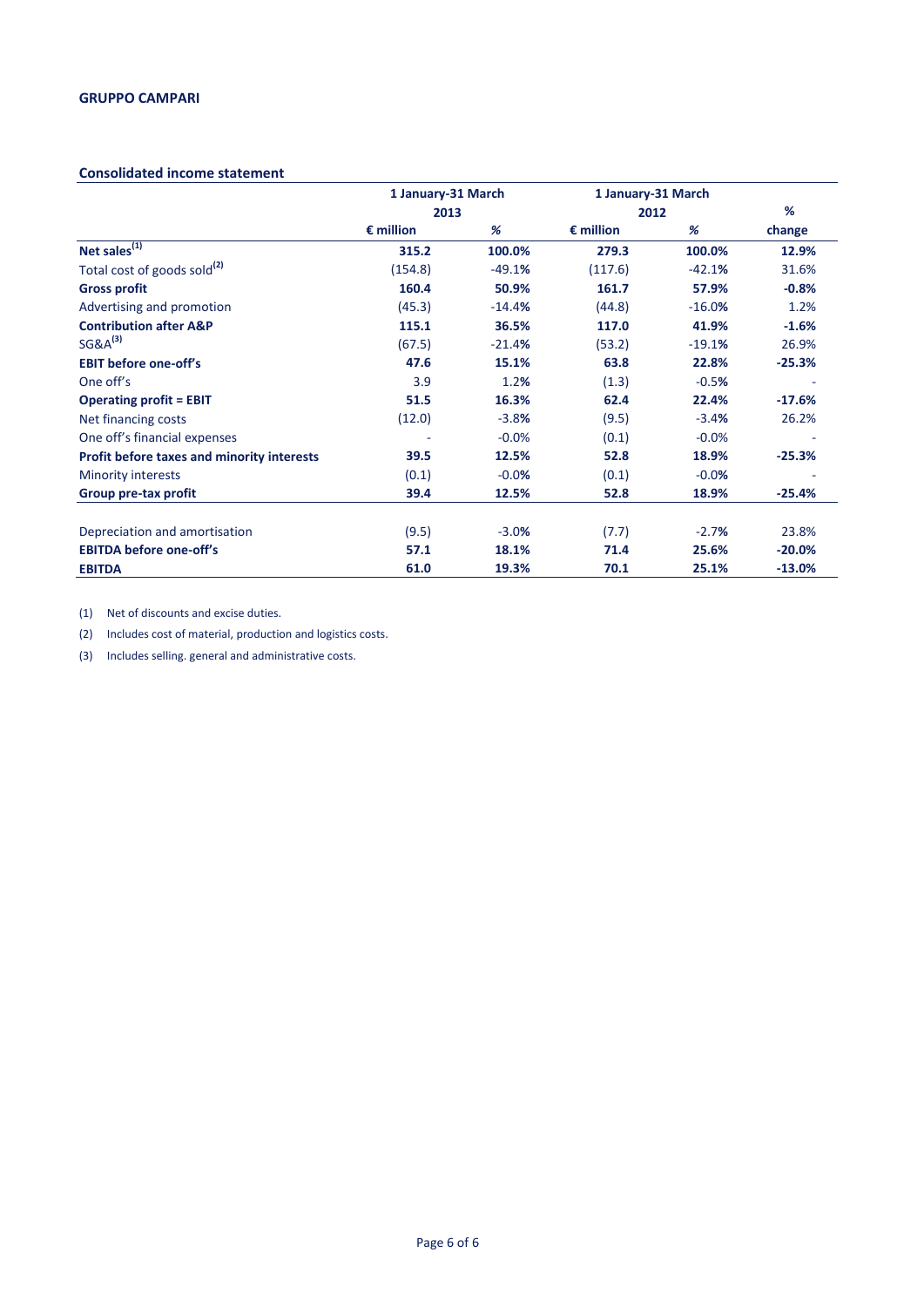**GRUPPO CAMPARI**

**Consolidated income statement**

| | 1 January-31 March 2013 | | 1 January-31 March 2012 | | % |
|---|---|---|---|---|---|
| | € million | % | € million | % | change |
| **Net sales[1]** | **315.2** | **100.0%** | **279.3** | **100.0%** | **12.9%** |
| Total cost of goods sold[2] | (154.8) | -49.1% | (117.6) | -42.1% | 31.6% |
| **Gross profit** | **160.4** | **50.9%** | **161.7** | **57.9%** | **-0.8%** |
| Advertising and promotion | (45.3) | -14.4% | (44.8) | -16.0% | 1.2% |
| **Contribution after A&P** | **115.1** | **36.5%** | **117.0** | **41.9%** | **-1.6%** |
| SG&A[3] | (67.5) | -21.4% | (53.2) | -19.1% | 26.9% |
| **EBIT before one-off's** | **47.6** | **15.1%** | **63.8** | **22.8%** | **-25.3%** |
| One off's | 3.9 | 1.2% | (1.3) | -0.5% | - |
| **Operating profit = EBIT** | **51.5** | **16.3%** | **62.4** | **22.4%** | **-17.6%** |
| Net financing costs | (12.0) | -3.8% | (9.5) | -3.4% | 26.2% |
| One off's financial expenses | - | -0.0% | (0.1) | -0.0% | - |
| **Profit before taxes and minority interests** | **39.5** | **12.5%** | **52.8** | **18.9%** | **-25.3%** |
| Minority interests | (0.1) | -0.0% | (0.1) | -0.0% | - |
| **Group pre-tax profit** | **39.4** | **12.5%** | **52.8** | **18.9%** | **-25.4%** |
| | | | | | |
| Depreciation and amortisation | (9.5) | -3.0% | (7.7) | -2.7% | 23.8% |
| **EBITDA before one-off's** | **57.1** | **18.1%** | **71.4** | **25.6%** | **-20.0%** |
| **EBITDA** | **61.0** | **19.3%** | **70.1** | **25.1%** | **-13.0%** |

(1) Net of discounts and excise duties.

(2) Includes cost of material, production and logistics costs.

(3) Includes selling. general and administrative costs.